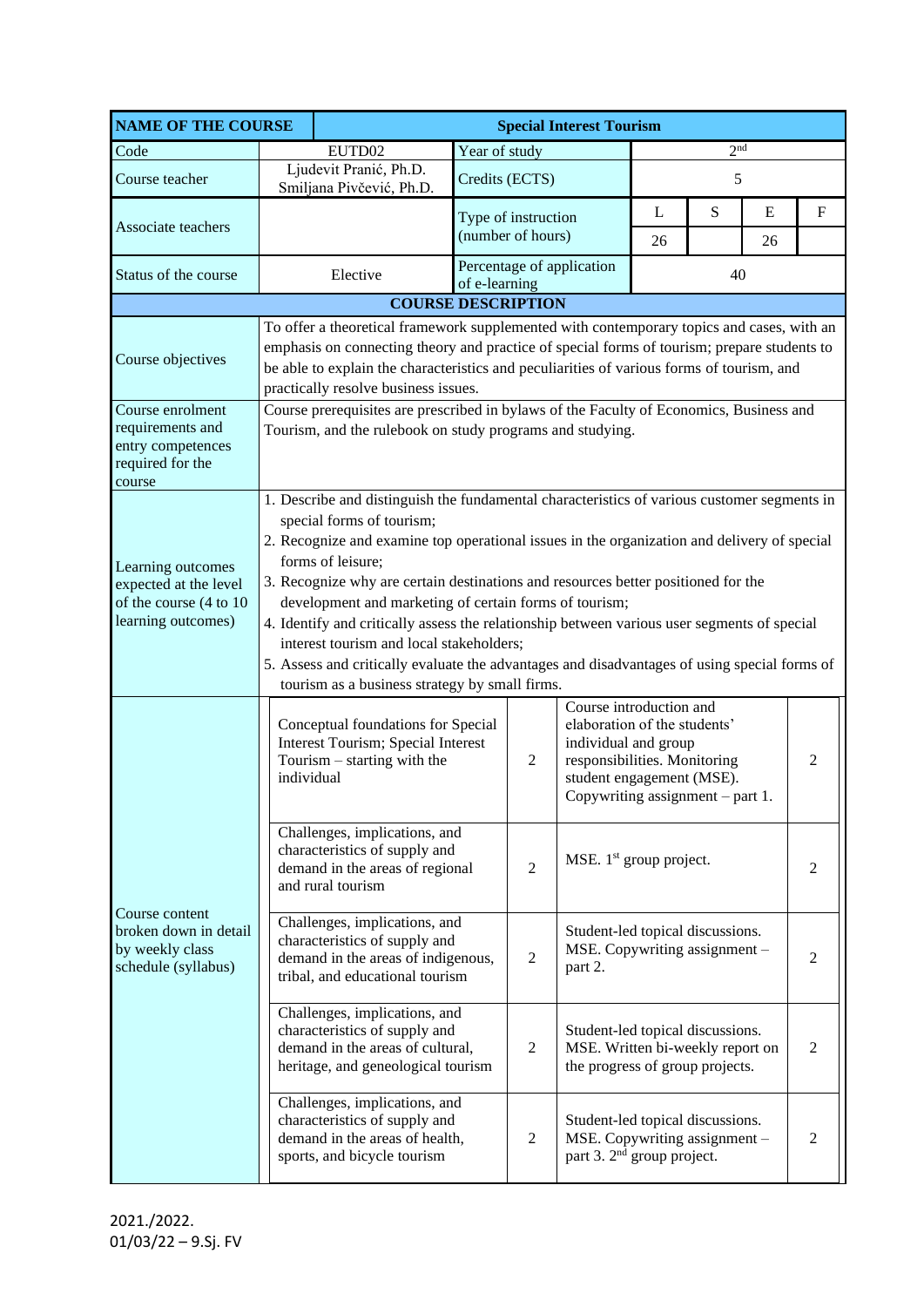| NAME OF THE COURSE | Special Interest Tourism | | | | | |
|---|---|---|---|---|---|---|
| Code | EUTD02 | Year of study | 2nd | | | |
| Course teacher | Ljudevit Pranić, Ph.D.<br>Smiljana Pivčević, Ph.D. | Credits (ECTS) | 5 | | | |
| Associate teachers | | Type of instruction (number of hours) | L | S | E | F |
| | | | 26 | | 26 | |
| Status of the course | Elective | Percentage of application of e-learning | 40 | | | |

**COURSE DESCRIPTION**

| | |
|---|---|
| Course objectives | To offer a theoretical framework supplemented with contemporary topics and cases, with an emphasis on connecting theory and practice of special forms of tourism; prepare students to be able to explain the characteristics and peculiarities of various forms of tourism, and practically resolve business issues. |
| Course enrolment requirements and entry competences required for the course | Course prerequisites are prescribed in bylaws of the Faculty of Economics, Business and Tourism, and the rulebook on study programs and studying. |
| Learning outcomes expected at the level of the course (4 to 10 learning outcomes) | 1. Describe and distinguish the fundamental characteristics of various customer segments in special forms of tourism;<br>2. Recognize and examine top operational issues in the organization and delivery of special forms of leisure;<br>3. Recognize why are certain destinations and resources better positioned for the development and marketing of certain forms of tourism;<br>4. Identify and critically assess the relationship between various user segments of special interest tourism and local stakeholders;<br>5. Assess and critically evaluate the advantages and disadvantages of using special forms of tourism as a business strategy by small firms. |

**Course content broken down in detail by weekly class schedule (syllabus)**

| Lecture topic | Hours | Exercises | Hours |
|---|---|---|---|
| Conceptual foundations for Special Interest Tourism; Special Interest Tourism – starting with the individual | 2 | Course introduction and elaboration of the students' individual and group responsibilities. Monitoring student engagement (MSE). Copywriting assignment – part 1. | 2 |
| Challenges, implications, and characteristics of supply and demand in the areas of regional and rural tourism | 2 | MSE. 1st group project. | 2 |
| Challenges, implications, and characteristics of supply and demand in the areas of indigenous, tribal, and educational tourism | 2 | Student-led topical discussions. MSE. Copywriting assignment – part 2. | 2 |
| Challenges, implications, and characteristics of supply and demand in the areas of cultural, heritage, and geneological tourism | 2 | Student-led topical discussions. MSE. Written bi-weekly report on the progress of group projects. | 2 |
| Challenges, implications, and characteristics of supply and demand in the areas of health, sports, and bicycle tourism | 2 | Student-led topical discussions. MSE. Copywriting assignment – part 3. 2nd group project. | 2 |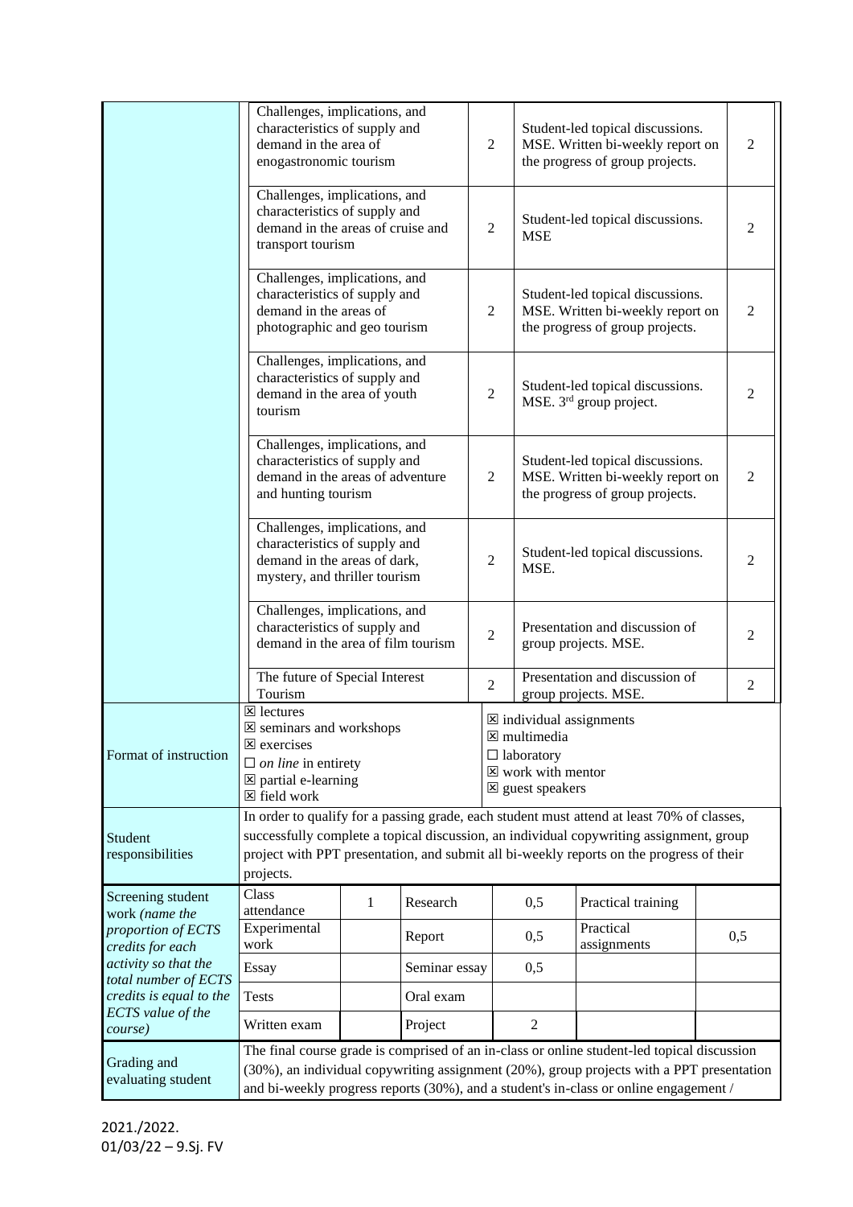| | | | | |
|---|---|---|---|---|
| | Challenges, implications, and characteristics of supply and demand in the area of enogastronomic tourism | 2 | Student-led topical discussions. MSE. Written bi-weekly report on the progress of group projects. | 2 |
| | Challenges, implications, and characteristics of supply and demand in the areas of cruise and transport tourism | 2 | Student-led topical discussions. MSE | 2 |
| | Challenges, implications, and characteristics of supply and demand in the areas of photographic and geo tourism | 2 | Student-led topical discussions. MSE. Written bi-weekly report on the progress of group projects. | 2 |
| | Challenges, implications, and characteristics of supply and demand in the area of youth tourism | 2 | Student-led topical discussions. MSE. 3rd group project. | 2 |
| | Challenges, implications, and characteristics of supply and demand in the areas of adventure and hunting tourism | 2 | Student-led topical discussions. MSE. Written bi-weekly report on the progress of group projects. | 2 |
| | Challenges, implications, and characteristics of supply and demand in the areas of dark, mystery, and thriller tourism | 2 | Student-led topical discussions. MSE. | 2 |
| | Challenges, implications, and characteristics of supply and demand in the area of film tourism | 2 | Presentation and discussion of group projects. MSE. | 2 |
| | The future of Special Interest Tourism | 2 | Presentation and discussion of group projects. MSE. | 2 |

| | | |
|---|---|---|
| Format of instruction | ☒ lectures<br>☒ seminars and workshops<br>☒ exercises<br>☐ *on line* in entirety<br>☒ partial e-learning<br>☒ field work | ☒ individual assignments<br>☒ multimedia<br>☐ laboratory<br>☒ work with mentor<br>☒ guest speakers |
| Student responsibilities | In order to qualify for a passing grade, each student must attend at least 70% of classes, successfully complete a topical discussion, an individual copywriting assignment, group project with PPT presentation, and submit all bi-weekly reports on the progress of their projects. | |

| Screening student work *(name the proportion of ECTS credits for each activity so that the total number of ECTS credits is equal to the ECTS value of the course)* | Class attendance | 1 | Research | 0,5 | Practical training | |
|---|---|---|---|---|---|---|
| | Experimental work | | Report | 0,5 | Practical assignments | 0,5 |
| | Essay | | Seminar essay | 0,5 | | |
| | Tests | | Oral exam | | | |
| | Written exam | | Project | 2 | | |
| Grading and evaluating student | The final course grade is comprised of an in-class or online student-led topical discussion (30%), an individual copywriting assignment (20%), group projects with a PPT presentation and bi-weekly progress reports (30%), and a student's in-class or online engagement / | | | | | |

2021./2022.
01/03/22 – 9.Sj. FV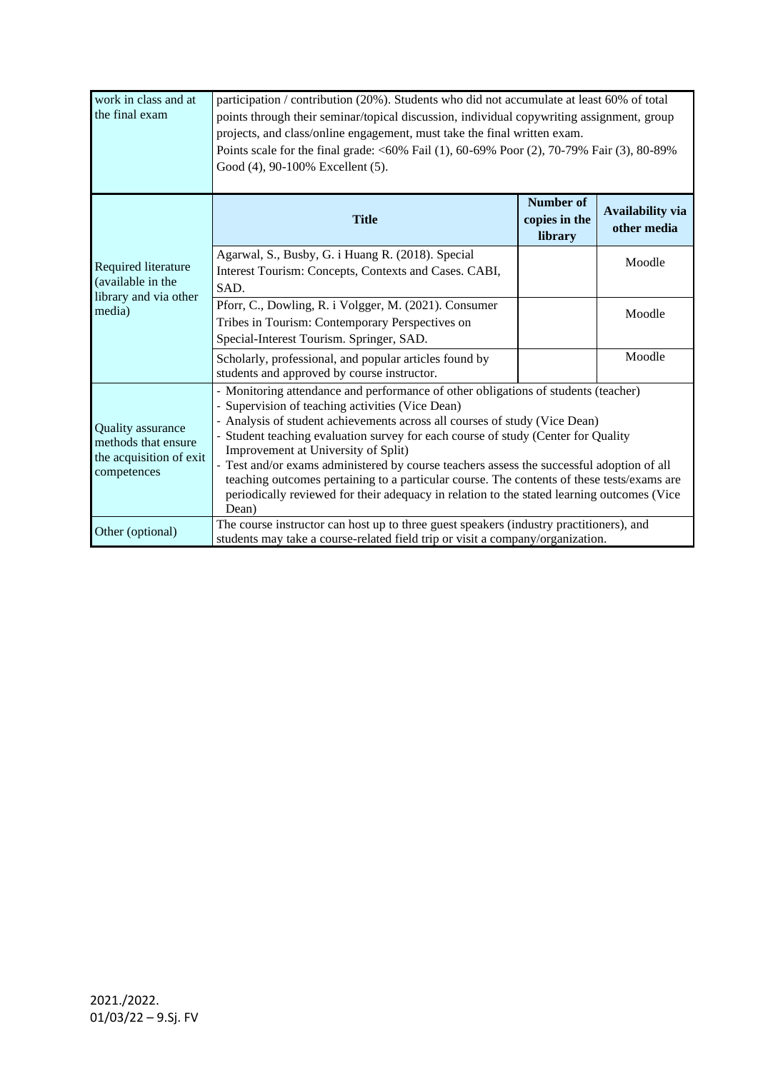| | | | |
|---|---|---|---|
| work in class and at the final exam | participation / contribution (20%). Students who did not accumulate at least 60% of total points through their seminar/topical discussion, individual copywriting assignment, group projects, and class/online engagement, must take the final written exam.<br>Points scale for the final grade: <60% Fail (1), 60-69% Poor (2), 70-79% Fair (3), 80-89% Good (4), 90-100% Excellent (5). | | |
| Required literature (available in the library and via other media) | **Title** | **Number of copies in the library** | **Availability via other media** |
| | Agarwal, S., Busby, G. i Huang R. (2018). Special Interest Tourism: Concepts, Contexts and Cases. CABI, SAD. | | Moodle |
| | Pforr, C., Dowling, R. i Volgger, M. (2021). Consumer Tribes in Tourism: Contemporary Perspectives on Special-Interest Tourism. Springer, SAD. | | Moodle |
| | Scholarly, professional, and popular articles found by students and approved by course instructor. | | Moodle |
| Quality assurance methods that ensure the acquisition of exit competences | - Monitoring attendance and performance of other obligations of students (teacher)<br>- Supervision of teaching activities (Vice Dean)<br>- Analysis of student achievements across all courses of study (Vice Dean)<br>- Student teaching evaluation survey for each course of study (Center for Quality Improvement at University of Split)<br>- Test and/or exams administered by course teachers assess the successful adoption of all teaching outcomes pertaining to a particular course. The contents of these tests/exams are periodically reviewed for their adequacy in relation to the stated learning outcomes (Vice Dean) | | |
| Other (optional) | The course instructor can host up to three guest speakers (industry practitioners), and students may take a course-related field trip or visit a company/organization. | | |

2021./2022.
01/03/22 – 9.Sj. FV